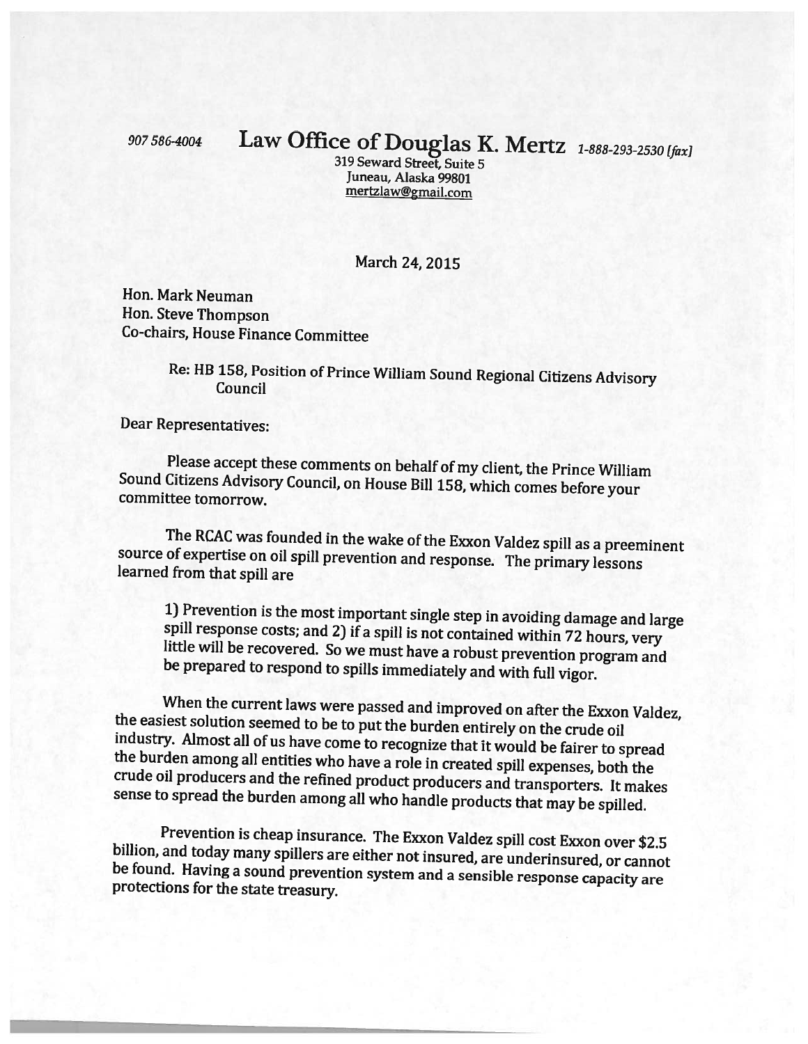907 586-4004 **Law Office of Douglas K. Mertz** *1-888-293-2530 [fax]*

319 Seward Street, Suite 5
Juneau, Alaska 99801
mertzlaw@gmail.com

March 24, 2015

Hon. Mark Neuman
Hon. Steve Thompson
Co-chairs, House Finance Committee

Re: HB 158, Position of Prince William Sound Regional Citizens Advisory Council

Dear Representatives:

Please accept these comments on behalf of my client, the Prince William Sound Citizens Advisory Council, on House Bill 158, which comes before your committee tomorrow.

The RCAC was founded in the wake of the Exxon Valdez spill as a preeminent source of expertise on oil spill prevention and response. The primary lessons learned from that spill are

> 1) Prevention is the most important single step in avoiding damage and large spill response costs; and 2) if a spill is not contained within 72 hours, very little will be recovered. So we must have a robust prevention program and be prepared to respond to spills immediately and with full vigor.

When the current laws were passed and improved on after the Exxon Valdez, the easiest solution seemed to be to put the burden entirely on the crude oil industry. Almost all of us have come to recognize that it would be fairer to spread the burden among all entities who have a role in created spill expenses, both the crude oil producers and the refined product producers and transporters. It makes sense to spread the burden among all who handle products that may be spilled.

Prevention is cheap insurance. The Exxon Valdez spill cost Exxon over $2.5 billion, and today many spillers are either not insured, are underinsured, or cannot be found. Having a sound prevention system and a sensible response capacity are protections for the state treasury.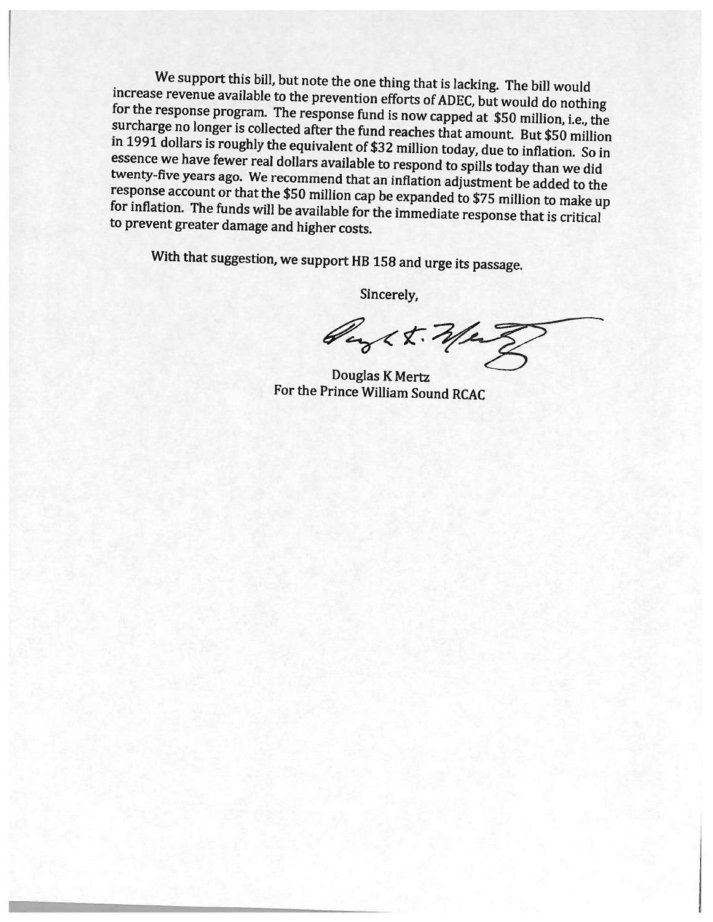We support this bill, but note the one thing that is lacking. The bill would increase revenue available to the prevention efforts of ADEC, but would do nothing for the response program. The response fund is now capped at $50 million, i.e., the surcharge no longer is collected after the fund reaches that amount. But $50 million in 1991 dollars is roughly the equivalent of $32 million today, due to inflation. So in essence we have fewer real dollars available to respond to spills today than we did twenty-five years ago. We recommend that an inflation adjustment be added to the response account or that the $50 million cap be expanded to $75 million to make up for inflation. The funds will be available for the immediate response that is critical to prevent greater damage and higher costs.

With that suggestion, we support HB 158 and urge its passage.

Sincerely,

Douglas K Mertz
For the Prince William Sound RCAC